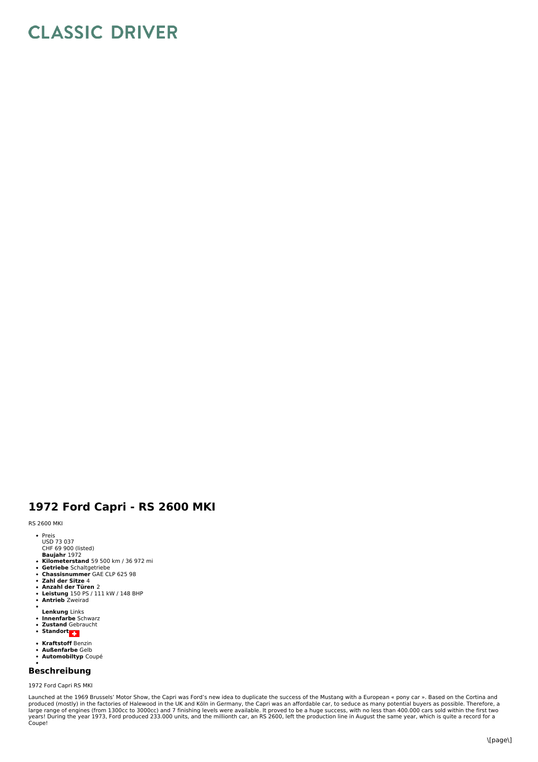# CLASSIC DRIVER

# 1972 Ford Capri - RS 2600 MKI

RS 2600 MKI

- Preis
  USD 73 037
  CHF 69 900 (listed)
  **Baujahr** 1972
- **Kilometerstand** 59 500 km / 36 972 mi
- **Getriebe** Schaltgetriebe
- **Chassisnummer** GAE CLP 625 98
- **Zahl der Sitze** 4
- **Anzahl der Türen** 2
- **Leistung** 150 PS / 111 kW / 148 BHP
- **Antrieb** Zweirad
- 
  **Lenkung** Links
- **Innenfarbe** Schwarz
- **Zustand** Gebraucht
- **Standort**
- **Kraftstoff** Benzin
- **Außenfarbe** Gelb
- **Automobiltyp** Coupé
- 

## Beschreibung

1972 Ford Capri RS MKI

Launched at the 1969 Brussels' Motor Show, the Capri was Ford's new idea to duplicate the success of the Mustang with a European « pony car ». Based on the Cortina and produced (mostly) in the factories of Halewood in the UK and Köln in Germany, the Capri was an affordable car, to seduce as many potential buyers as possible. Therefore, a large range of engines (from 1300cc to 3000cc) and 7 finishing levels were available. It proved to be a huge success, with no less than 400.000 cars sold within the first two years! During the year 1973, Ford produced 233.000 units, and the millionth car, an RS 2600, left the production line in August the same year, which is quite a record for a Coupe!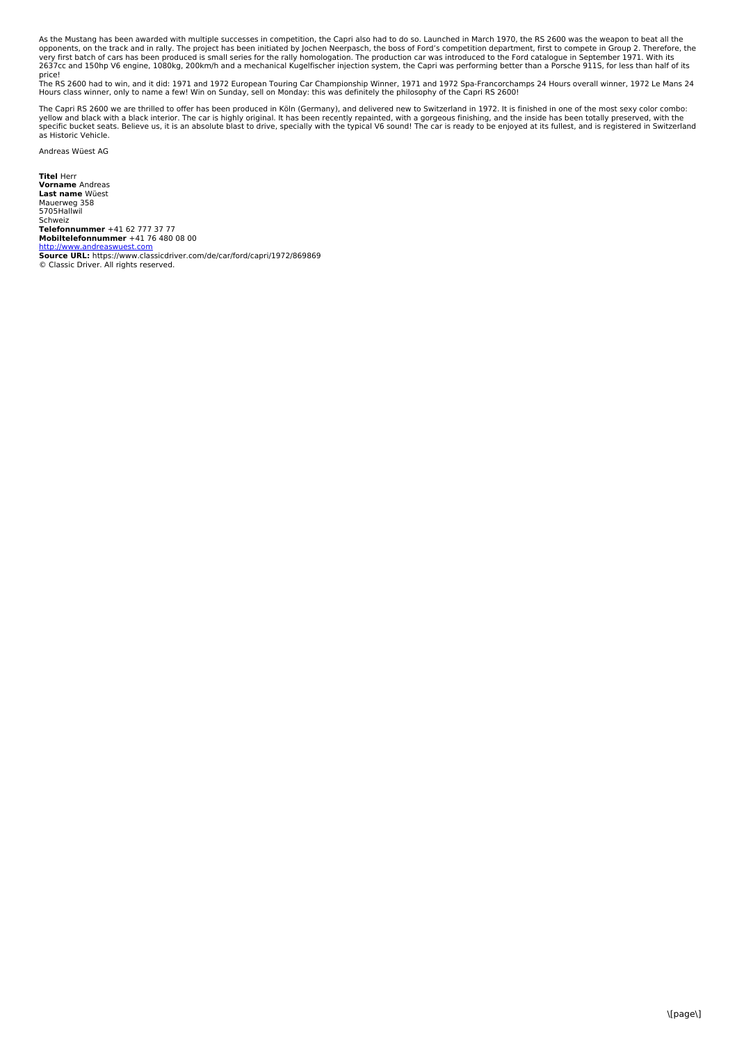As the Mustang has been awarded with multiple successes in competition, the Capri also had to do so. Launched in March 1970, the RS 2600 was the weapon to beat all the opponents, on the track and in rally. The project has been initiated by Jochen Neerpasch, the boss of Ford's competition department, first to compete in Group 2. Therefore, the very first batch of cars has been produced is small series for the rally homologation. The production car was introduced to the Ford catalogue in September 1971. With its 2637cc and 150hp V6 engine, 1080kg, 200km/h and a mechanical Kugelfischer injection system, the Capri was performing better than a Porsche 911S, for less than half of its price!
The RS 2600 had to win, and it did: 1971 and 1972 European Touring Car Championship Winner, 1971 and 1972 Spa-Francorchamps 24 Hours overall winner, 1972 Le Mans 24 Hours class winner, only to name a few! Win on Sunday, sell on Monday: this was definitely the philosophy of the Capri RS 2600!

The Capri RS 2600 we are thrilled to offer has been produced in Köln (Germany), and delivered new to Switzerland in 1972. It is finished in one of the most sexy color combo: yellow and black with a black interior. The car is highly original. It has been recently repainted, with a gorgeous finishing, and the inside has been totally preserved, with the specific bucket seats. Believe us, it is an absolute blast to drive, specially with the typical V6 sound! The car is ready to be enjoyed at its fullest, and is registered in Switzerland as Historic Vehicle.

Andreas Wüest AG

**Titel** Herr
**Vorname** Andreas
**Last name** Wüest
Mauerweg 358
5705Hallwil
Schweiz
**Telefonnummer** +41 62 777 37 77
**Mobiltelefonnummer** +41 76 480 08 00
http://www.andreaswuest.com
**Source URL:** https://www.classicdriver.com/de/car/ford/capri/1972/869869
© Classic Driver. All rights reserved.